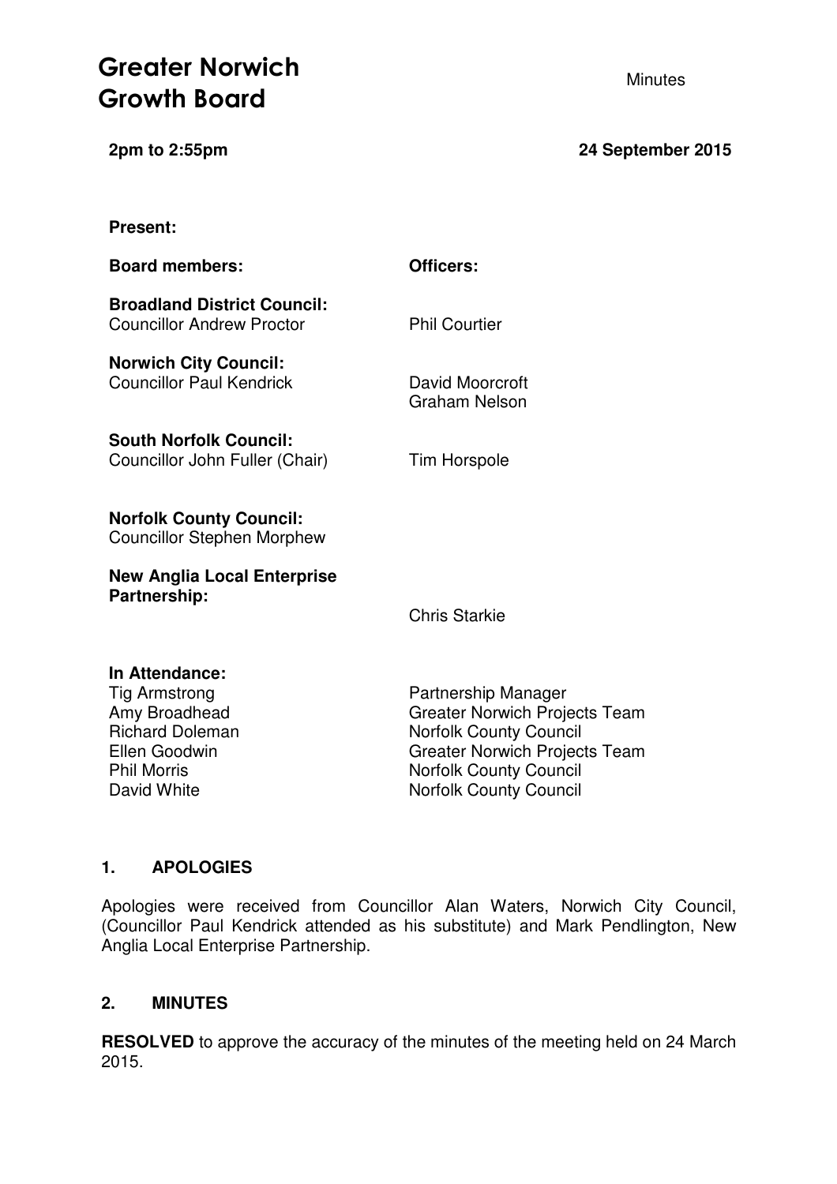# Greater Norwich Growth Board

Minutes

**2pm to 2:55pm** **24 September 2015**

**Present:**

| **Board members:** | **Officers:** |
|---|---|
| **Broadland District Council:** Councillor Andrew Proctor | Phil Courtier |
| **Norwich City Council:** Councillor Paul Kendrick | David Moorcroft, Graham Nelson |
| **South Norfolk Council:** Councillor John Fuller (Chair) | Tim Horspole |
| **Norfolk County Council:** Councillor Stephen Morphew | |
| **New Anglia Local Enterprise Partnership:** | Chris Starkie |

**In Attendance:**

| | |
|---|---|
| Tig Armstrong | Partnership Manager |
| Amy Broadhead | Greater Norwich Projects Team |
| Richard Doleman | Norfolk County Council |
| Ellen Goodwin | Greater Norwich Projects Team |
| Phil Morris | Norfolk County Council |
| David White | Norfolk County Council |

## 1. APOLOGIES

Apologies were received from Councillor Alan Waters, Norwich City Council, (Councillor Paul Kendrick attended as his substitute) and Mark Pendlington, New Anglia Local Enterprise Partnership.

## 2. MINUTES

**RESOLVED** to approve the accuracy of the minutes of the meeting held on 24 March 2015.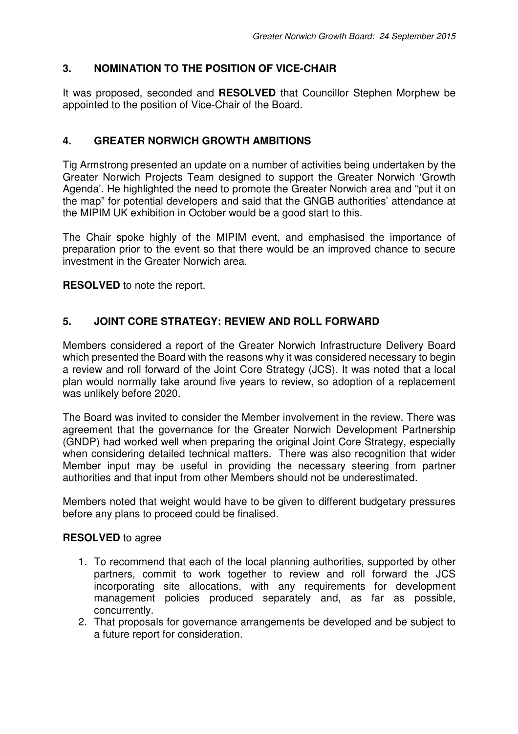## 3. NOMINATION TO THE POSITION OF VICE-CHAIR

It was proposed, seconded and **RESOLVED** that Councillor Stephen Morphew be appointed to the position of Vice-Chair of the Board.

## 4. GREATER NORWICH GROWTH AMBITIONS

Tig Armstrong presented an update on a number of activities being undertaken by the Greater Norwich Projects Team designed to support the Greater Norwich 'Growth Agenda'. He highlighted the need to promote the Greater Norwich area and "put it on the map" for potential developers and said that the GNGB authorities' attendance at the MIPIM UK exhibition in October would be a good start to this.

The Chair spoke highly of the MIPIM event, and emphasised the importance of preparation prior to the event so that there would be an improved chance to secure investment in the Greater Norwich area.

**RESOLVED** to note the report.

## 5. JOINT CORE STRATEGY: REVIEW AND ROLL FORWARD

Members considered a report of the Greater Norwich Infrastructure Delivery Board which presented the Board with the reasons why it was considered necessary to begin a review and roll forward of the Joint Core Strategy (JCS). It was noted that a local plan would normally take around five years to review, so adoption of a replacement was unlikely before 2020.

The Board was invited to consider the Member involvement in the review. There was agreement that the governance for the Greater Norwich Development Partnership (GNDP) had worked well when preparing the original Joint Core Strategy, especially when considering detailed technical matters. There was also recognition that wider Member input may be useful in providing the necessary steering from partner authorities and that input from other Members should not be underestimated.

Members noted that weight would have to be given to different budgetary pressures before any plans to proceed could be finalised.

**RESOLVED** to agree

1. To recommend that each of the local planning authorities, supported by other partners, commit to work together to review and roll forward the JCS incorporating site allocations, with any requirements for development management policies produced separately and, as far as possible, concurrently.
2. That proposals for governance arrangements be developed and be subject to a future report for consideration.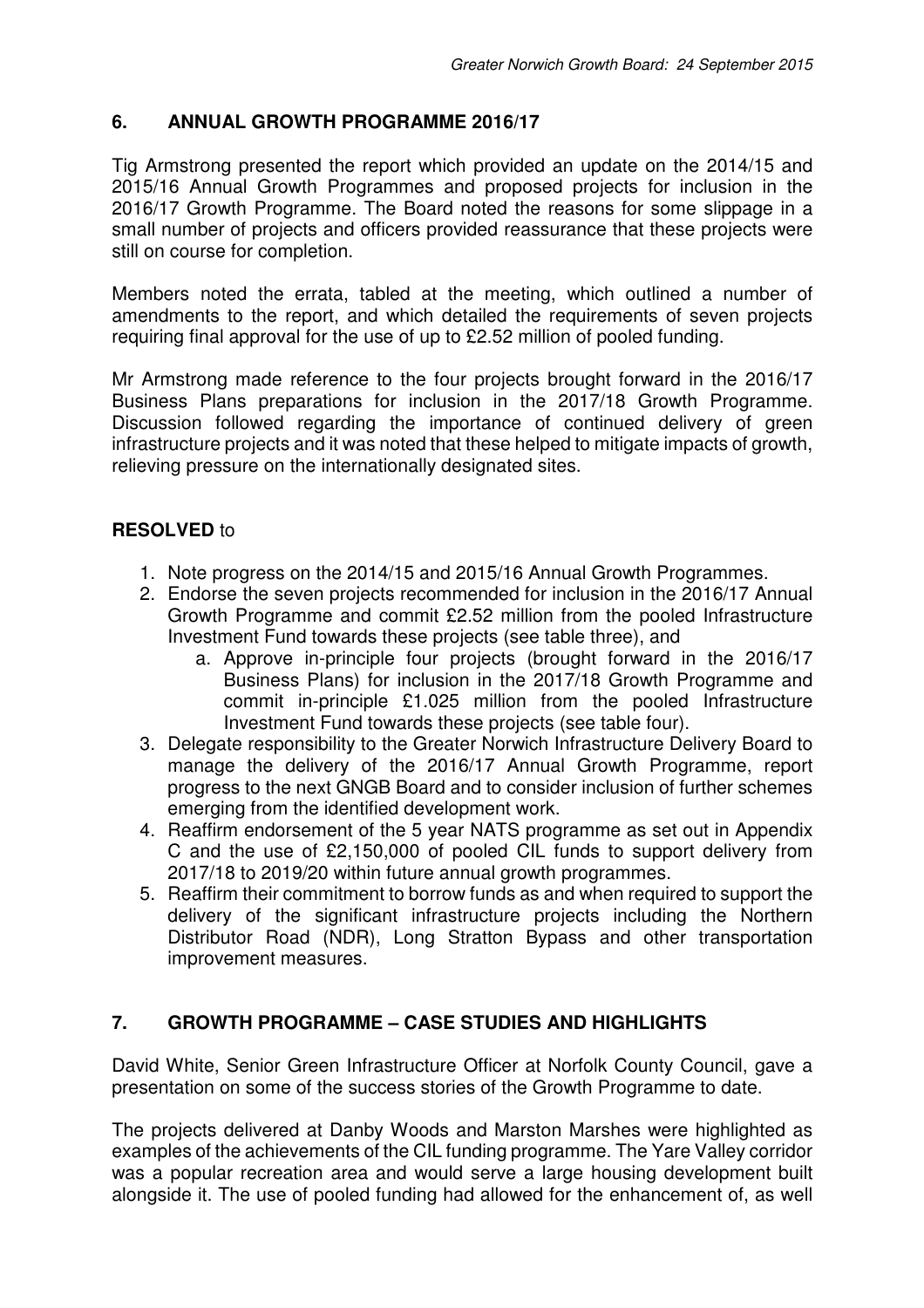## 6. ANNUAL GROWTH PROGRAMME 2016/17

Tig Armstrong presented the report which provided an update on the 2014/15 and 2015/16 Annual Growth Programmes and proposed projects for inclusion in the 2016/17 Growth Programme. The Board noted the reasons for some slippage in a small number of projects and officers provided reassurance that these projects were still on course for completion.

Members noted the errata, tabled at the meeting, which outlined a number of amendments to the report, and which detailed the requirements of seven projects requiring final approval for the use of up to £2.52 million of pooled funding.

Mr Armstrong made reference to the four projects brought forward in the 2016/17 Business Plans preparations for inclusion in the 2017/18 Growth Programme. Discussion followed regarding the importance of continued delivery of green infrastructure projects and it was noted that these helped to mitigate impacts of growth, relieving pressure on the internationally designated sites.

**RESOLVED** to

1. Note progress on the 2014/15 and 2015/16 Annual Growth Programmes.
2. Endorse the seven projects recommended for inclusion in the 2016/17 Annual Growth Programme and commit £2.52 million from the pooled Infrastructure Investment Fund towards these projects (see table three), and
    a. Approve in-principle four projects (brought forward in the 2016/17 Business Plans) for inclusion in the 2017/18 Growth Programme and commit in-principle £1.025 million from the pooled Infrastructure Investment Fund towards these projects (see table four).
3. Delegate responsibility to the Greater Norwich Infrastructure Delivery Board to manage the delivery of the 2016/17 Annual Growth Programme, report progress to the next GNGB Board and to consider inclusion of further schemes emerging from the identified development work.
4. Reaffirm endorsement of the 5 year NATS programme as set out in Appendix C and the use of £2,150,000 of pooled CIL funds to support delivery from 2017/18 to 2019/20 within future annual growth programmes.
5. Reaffirm their commitment to borrow funds as and when required to support the delivery of the significant infrastructure projects including the Northern Distributor Road (NDR), Long Stratton Bypass and other transportation improvement measures.

## 7. GROWTH PROGRAMME – CASE STUDIES AND HIGHLIGHTS

David White, Senior Green Infrastructure Officer at Norfolk County Council, gave a presentation on some of the success stories of the Growth Programme to date.

The projects delivered at Danby Woods and Marston Marshes were highlighted as examples of the achievements of the CIL funding programme. The Yare Valley corridor was a popular recreation area and would serve a large housing development built alongside it. The use of pooled funding had allowed for the enhancement of, as well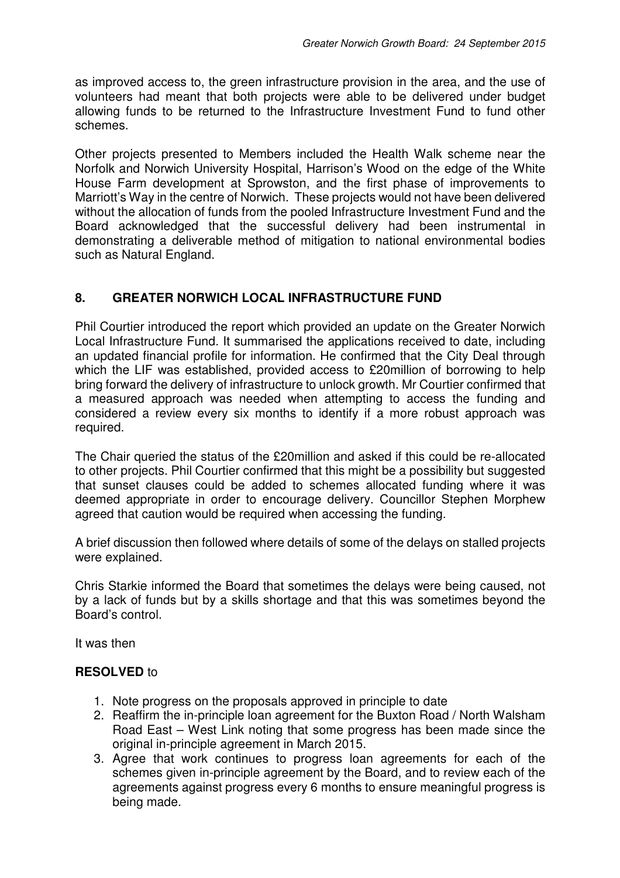as improved access to, the green infrastructure provision in the area, and the use of volunteers had meant that both projects were able to be delivered under budget allowing funds to be returned to the Infrastructure Investment Fund to fund other schemes.

Other projects presented to Members included the Health Walk scheme near the Norfolk and Norwich University Hospital, Harrison's Wood on the edge of the White House Farm development at Sprowston, and the first phase of improvements to Marriott's Way in the centre of Norwich. These projects would not have been delivered without the allocation of funds from the pooled Infrastructure Investment Fund and the Board acknowledged that the successful delivery had been instrumental in demonstrating a deliverable method of mitigation to national environmental bodies such as Natural England.

## 8. GREATER NORWICH LOCAL INFRASTRUCTURE FUND

Phil Courtier introduced the report which provided an update on the Greater Norwich Local Infrastructure Fund. It summarised the applications received to date, including an updated financial profile for information. He confirmed that the City Deal through which the LIF was established, provided access to £20million of borrowing to help bring forward the delivery of infrastructure to unlock growth. Mr Courtier confirmed that a measured approach was needed when attempting to access the funding and considered a review every six months to identify if a more robust approach was required.

The Chair queried the status of the £20million and asked if this could be re-allocated to other projects. Phil Courtier confirmed that this might be a possibility but suggested that sunset clauses could be added to schemes allocated funding where it was deemed appropriate in order to encourage delivery. Councillor Stephen Morphew agreed that caution would be required when accessing the funding.

A brief discussion then followed where details of some of the delays on stalled projects were explained.

Chris Starkie informed the Board that sometimes the delays were being caused, not by a lack of funds but by a skills shortage and that this was sometimes beyond the Board's control.

It was then

**RESOLVED** to

1. Note progress on the proposals approved in principle to date
2. Reaffirm the in-principle loan agreement for the Buxton Road / North Walsham Road East – West Link noting that some progress has been made since the original in-principle agreement in March 2015.
3. Agree that work continues to progress loan agreements for each of the schemes given in-principle agreement by the Board, and to review each of the agreements against progress every 6 months to ensure meaningful progress is being made.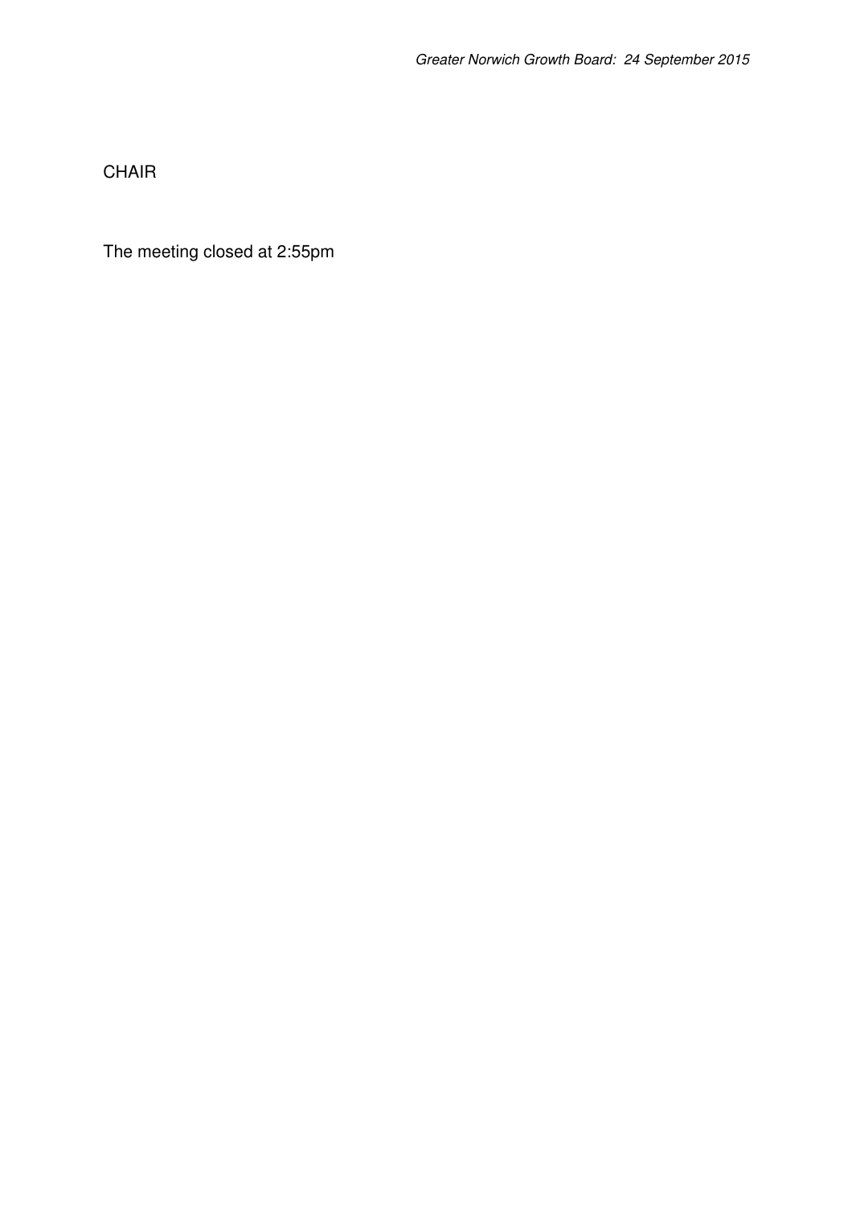CHAIR

The meeting closed at 2:55pm